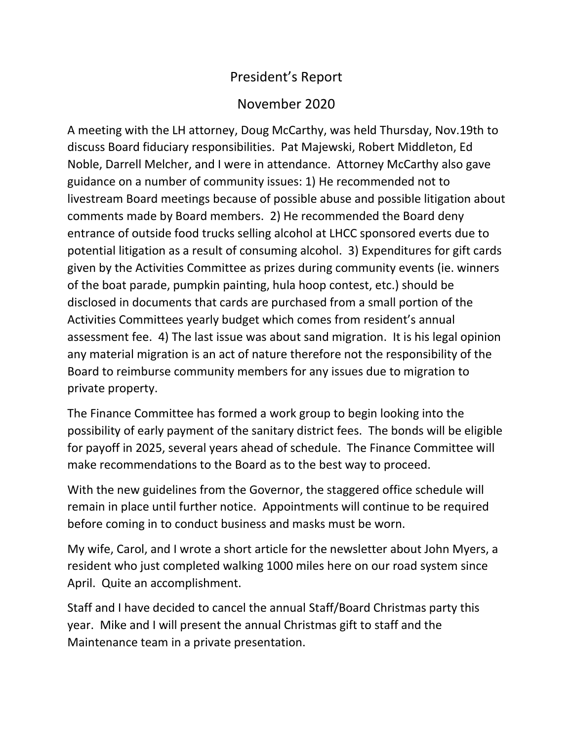# President's Report

## November 2020

A meeting with the LH attorney, Doug McCarthy, was held Thursday, Nov.19th to discuss Board fiduciary responsibilities. Pat Majewski, Robert Middleton, Ed Noble, Darrell Melcher, and I were in attendance. Attorney McCarthy also gave guidance on a number of community issues: 1) He recommended not to livestream Board meetings because of possible abuse and possible litigation about comments made by Board members. 2) He recommended the Board deny entrance of outside food trucks selling alcohol at LHCC sponsored everts due to potential litigation as a result of consuming alcohol. 3) Expenditures for gift cards given by the Activities Committee as prizes during community events (ie. winners of the boat parade, pumpkin painting, hula hoop contest, etc.) should be disclosed in documents that cards are purchased from a small portion of the Activities Committees yearly budget which comes from resident's annual assessment fee. 4) The last issue was about sand migration. It is his legal opinion any material migration is an act of nature therefore not the responsibility of the Board to reimburse community members for any issues due to migration to private property.

The Finance Committee has formed a work group to begin looking into the possibility of early payment of the sanitary district fees. The bonds will be eligible for payoff in 2025, several years ahead of schedule. The Finance Committee will make recommendations to the Board as to the best way to proceed.

With the new guidelines from the Governor, the staggered office schedule will remain in place until further notice. Appointments will continue to be required before coming in to conduct business and masks must be worn.

My wife, Carol, and I wrote a short article for the newsletter about John Myers, a resident who just completed walking 1000 miles here on our road system since April. Quite an accomplishment.

Staff and I have decided to cancel the annual Staff/Board Christmas party this year. Mike and I will present the annual Christmas gift to staff and the Maintenance team in a private presentation.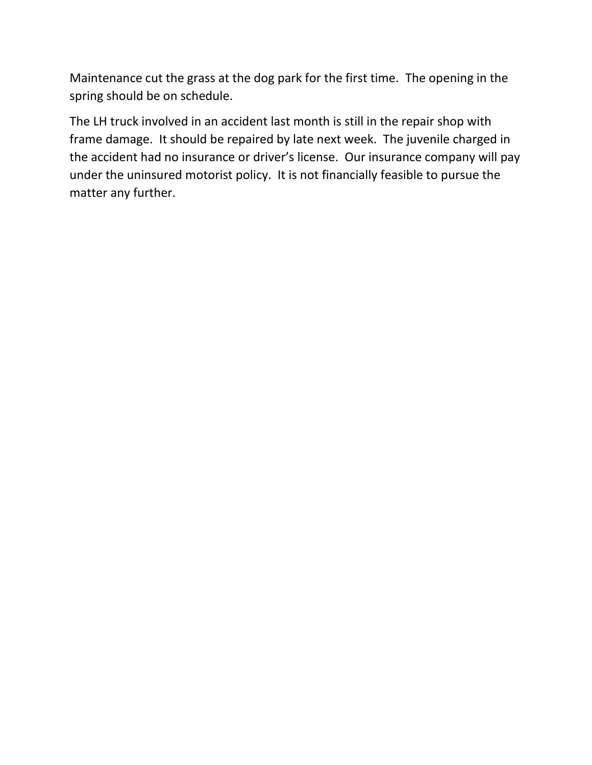Maintenance cut the grass at the dog park for the first time.  The opening in the spring should be on schedule.

The LH truck involved in an accident last month is still in the repair shop with frame damage.  It should be repaired by late next week.  The juvenile charged in the accident had no insurance or driver's license.  Our insurance company will pay under the uninsured motorist policy.  It is not financially feasible to pursue the matter any further.